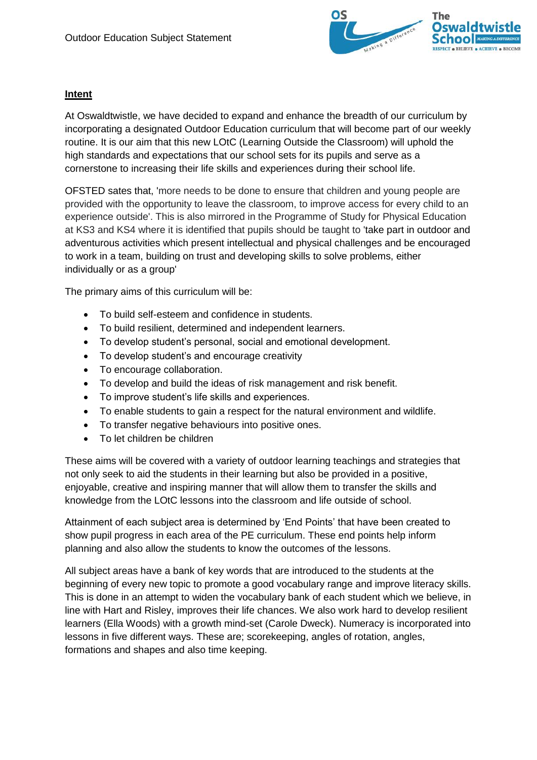Outdoor Education Subject Statement

## Intent

At Oswaldtwistle, we have decided to expand and enhance the breadth of our curriculum by incorporating a designated Outdoor Education curriculum that will become part of our weekly routine. It is our aim that this new LOtC (Learning Outside the Classroom) will uphold the high standards and expectations that our school sets for its pupils and serve as a cornerstone to increasing their life skills and experiences during their school life.

OFSTED sates that, 'more needs to be done to ensure that children and young people are provided with the opportunity to leave the classroom, to improve access for every child to an experience outside'. This is also mirrored in the Programme of Study for Physical Education at KS3 and KS4 where it is identified that pupils should be taught to 'take part in outdoor and adventurous activities which present intellectual and physical challenges and be encouraged to work in a team, building on trust and developing skills to solve problems, either individually or as a group'

The primary aims of this curriculum will be:

- To build self-esteem and confidence in students.
- To build resilient, determined and independent learners.
- To develop student's personal, social and emotional development.
- To develop student's and encourage creativity
- To encourage collaboration.
- To develop and build the ideas of risk management and risk benefit.
- To improve student's life skills and experiences.
- To enable students to gain a respect for the natural environment and wildlife.
- To transfer negative behaviours into positive ones.
- To let children be children

These aims will be covered with a variety of outdoor learning teachings and strategies that not only seek to aid the students in their learning but also be provided in a positive, enjoyable, creative and inspiring manner that will allow them to transfer the skills and knowledge from the LOtC lessons into the classroom and life outside of school.

Attainment of each subject area is determined by 'End Points' that have been created to show pupil progress in each area of the PE curriculum. These end points help inform planning and also allow the students to know the outcomes of the lessons.

All subject areas have a bank of key words that are introduced to the students at the beginning of every new topic to promote a good vocabulary range and improve literacy skills. This is done in an attempt to widen the vocabulary bank of each student which we believe, in line with Hart and Risley, improves their life chances. We also work hard to develop resilient learners (Ella Woods) with a growth mind-set (Carole Dweck). Numeracy is incorporated into lessons in five different ways. These are; scorekeeping, angles of rotation, angles, formations and shapes and also time keeping.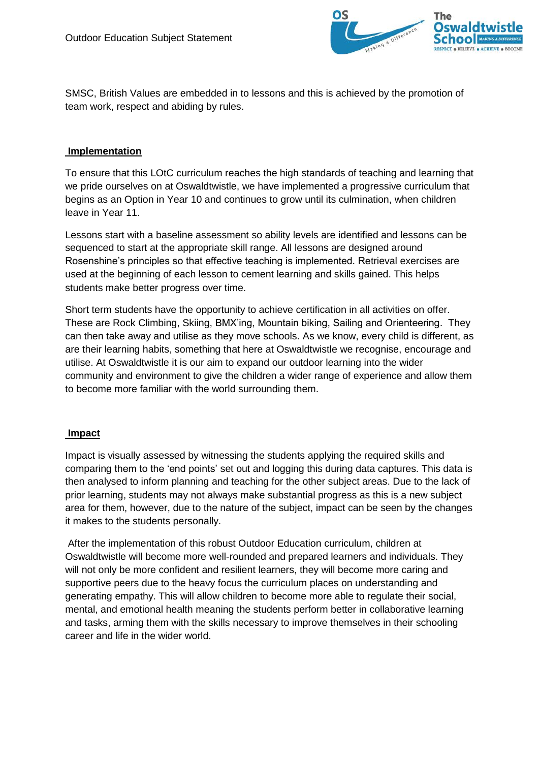SMSC, British Values are embedded in to lessons and this is achieved by the promotion of team work, respect and abiding by rules.

## Implementation

To ensure that this LOtC curriculum reaches the high standards of teaching and learning that we pride ourselves on at Oswaldtwistle, we have implemented a progressive curriculum that begins as an Option in Year 10 and continues to grow until its culmination, when children leave in Year 11.

Lessons start with a baseline assessment so ability levels are identified and lessons can be sequenced to start at the appropriate skill range. All lessons are designed around Rosenshine's principles so that effective teaching is implemented. Retrieval exercises are used at the beginning of each lesson to cement learning and skills gained. This helps students make better progress over time.

Short term students have the opportunity to achieve certification in all activities on offer. These are Rock Climbing, Skiing, BMX'ing, Mountain biking, Sailing and Orienteering. They can then take away and utilise as they move schools. As we know, every child is different, as are their learning habits, something that here at Oswaldtwistle we recognise, encourage and utilise. At Oswaldtwistle it is our aim to expand our outdoor learning into the wider community and environment to give the children a wider range of experience and allow them to become more familiar with the world surrounding them.

## Impact

Impact is visually assessed by witnessing the students applying the required skills and comparing them to the 'end points' set out and logging this during data captures. This data is then analysed to inform planning and teaching for the other subject areas. Due to the lack of prior learning, students may not always make substantial progress as this is a new subject area for them, however, due to the nature of the subject, impact can be seen by the changes it makes to the students personally.

After the implementation of this robust Outdoor Education curriculum, children at Oswaldtwistle will become more well-rounded and prepared learners and individuals. They will not only be more confident and resilient learners, they will become more caring and supportive peers due to the heavy focus the curriculum places on understanding and generating empathy. This will allow children to become more able to regulate their social, mental, and emotional health meaning the students perform better in collaborative learning and tasks, arming them with the skills necessary to improve themselves in their schooling career and life in the wider world.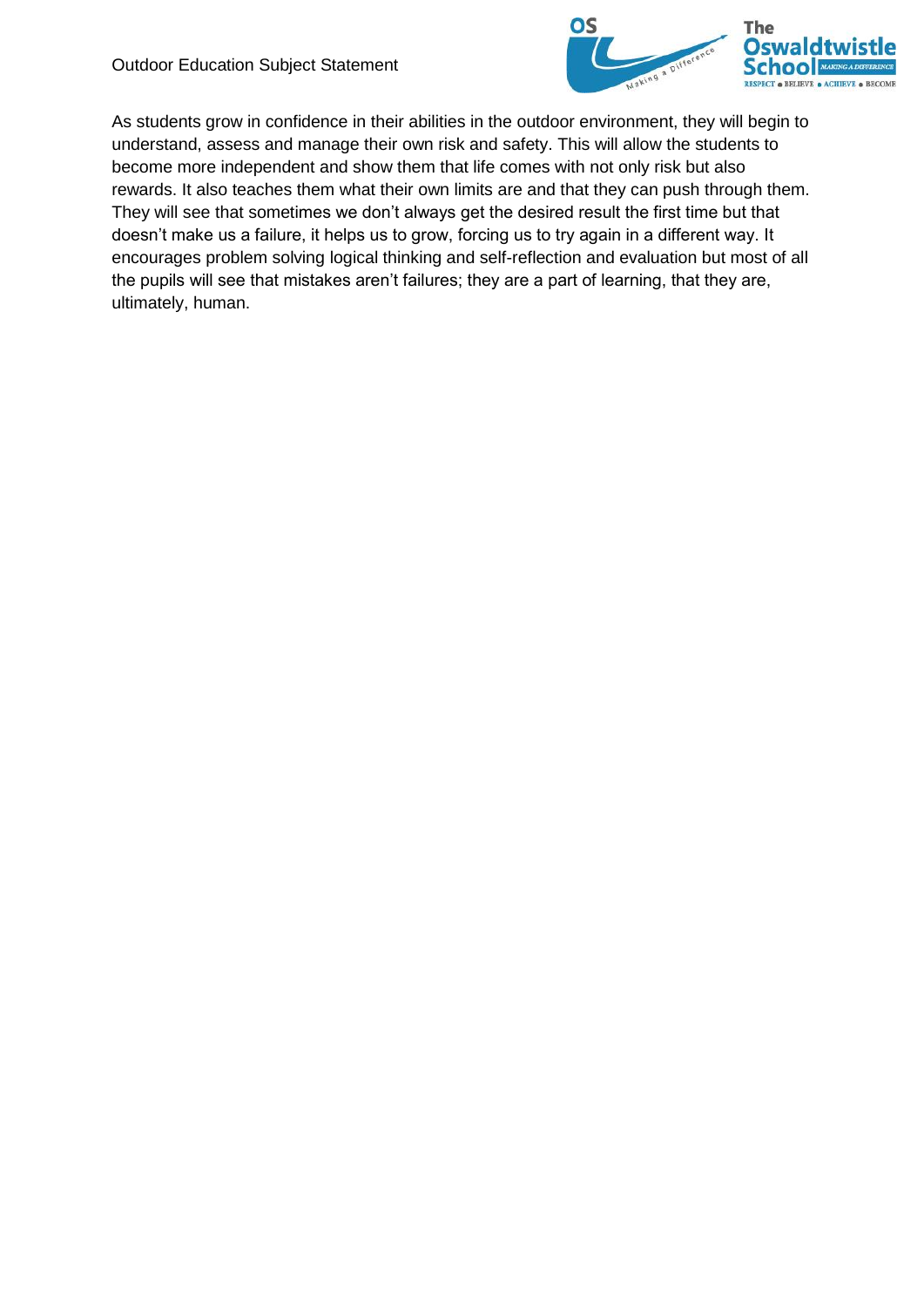As students grow in confidence in their abilities in the outdoor environment, they will begin to understand, assess and manage their own risk and safety. This will allow the students to become more independent and show them that life comes with not only risk but also rewards. It also teaches them what their own limits are and that they can push through them. They will see that sometimes we don't always get the desired result the first time but that doesn't make us a failure, it helps us to grow, forcing us to try again in a different way. It encourages problem solving logical thinking and self-reflection and evaluation but most of all the pupils will see that mistakes aren't failures; they are a part of learning, that they are, ultimately, human.